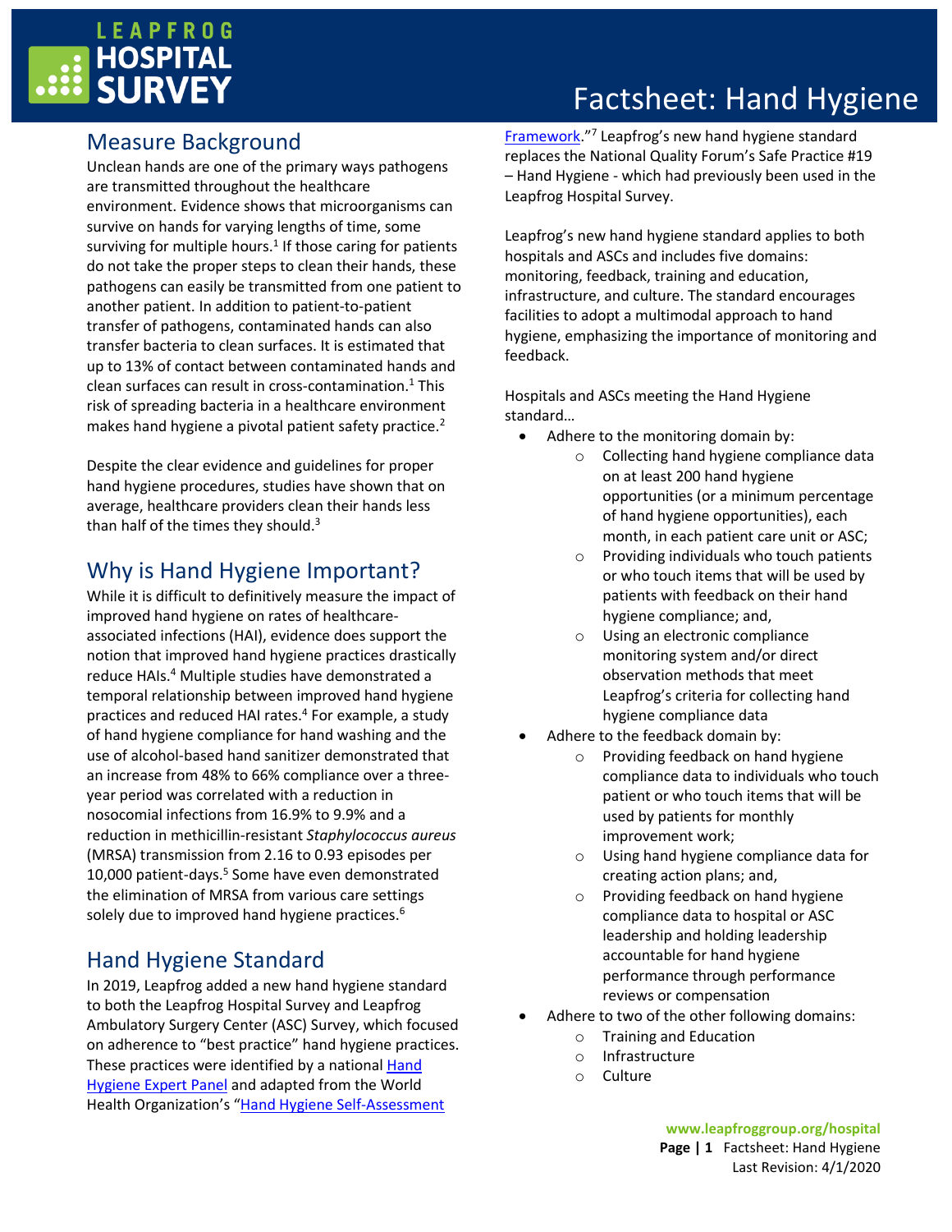# Factsheet: Hand Hygiene

## Measure Background

Unclean hands are one of the primary ways pathogens are transmitted throughout the healthcare environment. Evidence shows that microorganisms can survive on hands for varying lengths of time, some surviving for multiple hours.[1] If those caring for patients do not take the proper steps to clean their hands, these pathogens can easily be transmitted from one patient to another patient. In addition to patient-to-patient transfer of pathogens, contaminated hands can also transfer bacteria to clean surfaces. It is estimated that up to 13% of contact between contaminated hands and clean surfaces can result in cross-contamination.[1] This risk of spreading bacteria in a healthcare environment makes hand hygiene a pivotal patient safety practice.[2]

Despite the clear evidence and guidelines for proper hand hygiene procedures, studies have shown that on average, healthcare providers clean their hands less than half of the times they should.[3]

## Why is Hand Hygiene Important?

While it is difficult to definitively measure the impact of improved hand hygiene on rates of healthcare-associated infections (HAI), evidence does support the notion that improved hand hygiene practices drastically reduce HAIs.[4] Multiple studies have demonstrated a temporal relationship between improved hand hygiene practices and reduced HAI rates.[4] For example, a study of hand hygiene compliance for hand washing and the use of alcohol-based hand sanitizer demonstrated that an increase from 48% to 66% compliance over a three-year period was correlated with a reduction in nosocomial infections from 16.9% to 9.9% and a reduction in methicillin-resistant *Staphylococcus aureus* (MRSA) transmission from 2.16 to 0.93 episodes per 10,000 patient-days.[5] Some have even demonstrated the elimination of MRSA from various care settings solely due to improved hand hygiene practices.[6]

## Hand Hygiene Standard

In 2019, Leapfrog added a new hand hygiene standard to both the Leapfrog Hospital Survey and Leapfrog Ambulatory Surgery Center (ASC) Survey, which focused on adherence to "best practice" hand hygiene practices. These practices were identified by a national Hand Hygiene Expert Panel and adapted from the World Health Organization's "Hand Hygiene Self-Assessment Framework."[7] Leapfrog's new hand hygiene standard replaces the National Quality Forum's Safe Practice #19 – Hand Hygiene - which had previously been used in the Leapfrog Hospital Survey.

Leapfrog's new hand hygiene standard applies to both hospitals and ASCs and includes five domains: monitoring, feedback, training and education, infrastructure, and culture. The standard encourages facilities to adopt a multimodal approach to hand hygiene, emphasizing the importance of monitoring and feedback.

Hospitals and ASCs meeting the Hand Hygiene standard…

- Adhere to the monitoring domain by:
    - Collecting hand hygiene compliance data on at least 200 hand hygiene opportunities (or a minimum percentage of hand hygiene opportunities), each month, in each patient care unit or ASC;
    - Providing individuals who touch patients or who touch items that will be used by patients with feedback on their hand hygiene compliance; and,
    - Using an electronic compliance monitoring system and/or direct observation methods that meet Leapfrog's criteria for collecting hand hygiene compliance data
- Adhere to the feedback domain by:
    - Providing feedback on hand hygiene compliance data to individuals who touch patient or who touch items that will be used by patients for monthly improvement work;
    - Using hand hygiene compliance data for creating action plans; and,
    - Providing feedback on hand hygiene compliance data to hospital or ASC leadership and holding leadership accountable for hand hygiene performance through performance reviews or compensation
- Adhere to two of the other following domains:
    - Training and Education
    - Infrastructure
    - Culture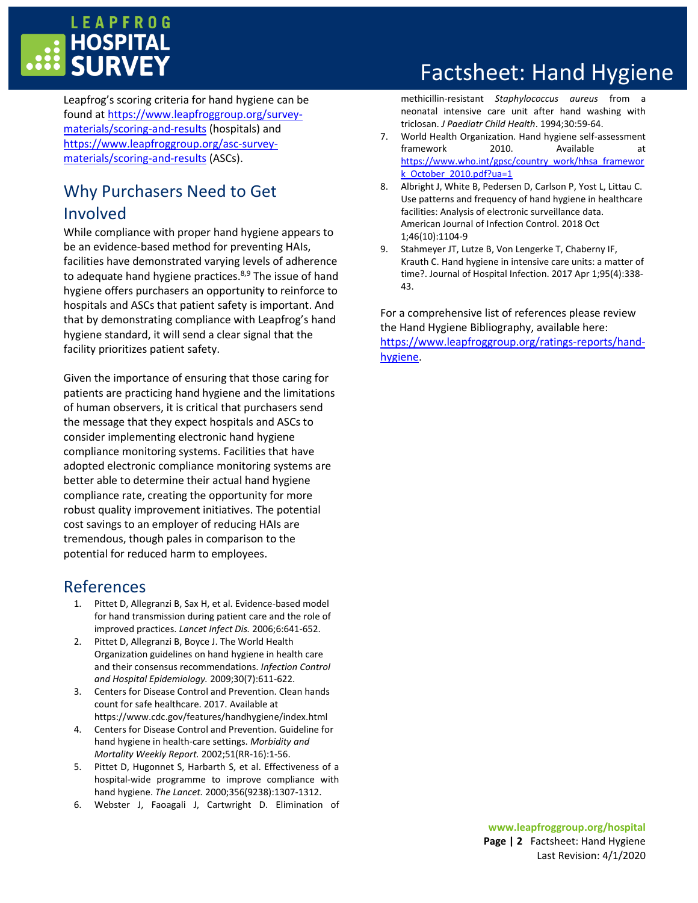Leapfrog's scoring criteria for hand hygiene can be found at https://www.leapfroggroup.org/survey-materials/scoring-and-results (hospitals) and https://www.leapfroggroup.org/asc-survey-materials/scoring-and-results (ASCs).

## Why Purchasers Need to Get Involved

While compliance with proper hand hygiene appears to be an evidence-based method for preventing HAIs, facilities have demonstrated varying levels of adherence to adequate hand hygiene practices.[8,9] The issue of hand hygiene offers purchasers an opportunity to reinforce to hospitals and ASCs that patient safety is important. And that by demonstrating compliance with Leapfrog's hand hygiene standard, it will send a clear signal that the facility prioritizes patient safety.

Given the importance of ensuring that those caring for patients are practicing hand hygiene and the limitations of human observers, it is critical that purchasers send the message that they expect hospitals and ASCs to consider implementing electronic hand hygiene compliance monitoring systems. Facilities that have adopted electronic compliance monitoring systems are better able to determine their actual hand hygiene compliance rate, creating the opportunity for more robust quality improvement initiatives. The potential cost savings to an employer of reducing HAIs are tremendous, though pales in comparison to the potential for reduced harm to employees.

## References

1. Pittet D, Allegranzi B, Sax H, et al. Evidence-based model for hand transmission during patient care and the role of improved practices. *Lancet Infect Dis.* 2006;6:641-652.
2. Pittet D, Allegranzi B, Boyce J. The World Health Organization guidelines on hand hygiene in health care and their consensus recommendations. *Infection Control and Hospital Epidemiology.* 2009;30(7):611-622.
3. Centers for Disease Control and Prevention. Clean hands count for safe healthcare. 2017. Available at https://www.cdc.gov/features/handhygiene/index.html
4. Centers for Disease Control and Prevention. Guideline for hand hygiene in health-care settings. *Morbidity and Mortality Weekly Report.* 2002;51(RR-16):1-56.
5. Pittet D, Hugonnet S, Harbarth S, et al. Effectiveness of a hospital-wide programme to improve compliance with hand hygiene. *The Lancet.* 2000;356(9238):1307-1312.
6. Webster J, Faoagali J, Cartwright D. Elimination of methicillin-resistant *Staphylococcus aureus* from a neonatal intensive care unit after hand washing with triclosan. *J Paediatr Child Health*. 1994;30:59-64.
7. World Health Organization. Hand hygiene self-assessment framework 2010. Available at https://www.who.int/gpsc/country_work/hhsa_framework_October_2010.pdf?ua=1
8. Albright J, White B, Pedersen D, Carlson P, Yost L, Littau C. Use patterns and frequency of hand hygiene in healthcare facilities: Analysis of electronic surveillance data. American Journal of Infection Control. 2018 Oct 1;46(10):1104-9
9. Stahmeyer JT, Lutze B, Von Lengerke T, Chaberny IF, Krauth C. Hand hygiene in intensive care units: a matter of time?. Journal of Hospital Infection. 2017 Apr 1;95(4):338-43.

For a comprehensive list of references please review the Hand Hygiene Bibliography, available here: https://www.leapfroggroup.org/ratings-reports/hand-hygiene.